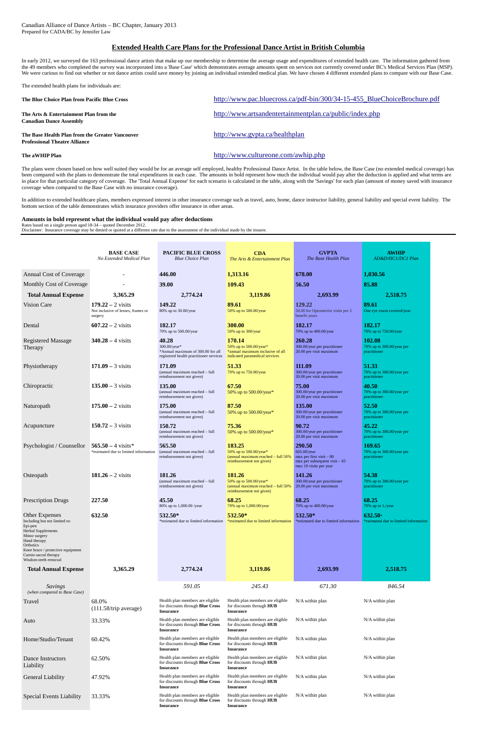Canadian Alliance of Dance Artists – BC Chapter, January 2013
Prepared for CADA/BC by Jennifer Law

## Extended Health Care Plans for the Professional Dance Artist in British Columbia

In early 2012, we surveyed the 163 professional dance artists that make up our membership to determine the average usage and expenditures of extended health care. The information gathered from the 49 members who completed the survey was incorporated into a 'Base Case' which demonstrates average amounts spent on services not currently covered under BC's Medical Services Plan (MSP). We were curious to find out whether or not dance artists could save money by joining an individual extended medical plan. We have chosen 4 different extended plans to compare with our Base Case.

The extended health plans for individuals are:

**The Blue Choice Plan from Pacific Blue Cross** — http://www.pac.bluecross.ca/pdf-bin/300/34-15-455_BlueChoiceBrochure.pdf

**The Arts & Entertainment Plan from the Canadian Dance Assembly** — http://www.artsandentertainmentplan.ca/public/index.php

**The Base Health Plan from the Greater Vancouver Professional Theatre Alliance** — http://www.gvpta.ca/healthplan

**The aWHIP Plan** — http://www.cultureone.com/awhip.php

The plans were chosen based on how well suited they would be for an average self employed, healthy Professional Dance Artist. In the table below, the Base Case (no extended medical coverage) has been compared with the plans to demonstrate the total expenditures in each case. The amounts in bold represent how much the individual would pay after the deduction is applied and what terms are in place for that particular category of coverage. The 'Total Annual Expense' for each scenario is calculated in the table, along with the 'Savings' for each plan (amount of money saved with insurance coverage when compared to the Base Case with no insurance coverage).

In addition to extended healthcare plans, members expressed interest in other insurance coverage such as travel, auto, home, dance instructor liability, general liability and special event liability. The bottom section of the table demonstrates which insurance providers offer insurance in other areas.

### Amounts in bold represent what the individual would pay after deductions

Rates based on a single person aged 18-34 – quoted December 2012.
Disclaimer: Insurance coverage may be denied or quoted at a different rate due to the assessment of the individual made by the insurer.

| | **BASE CASE** *No Extended Medical Plan* | **PACIFIC BLUE CROSS** *Blue Choice Plan* | **CDA** *The Arts & Entertainment Plan* | **GVPTA** *The Base Health Plan* | **AWHIP** *AD&D/HC1/DC1 Plan* |
|---|---|---|---|---|---|
| Annual Cost of Coverage | - | **446.00** | **1,313.16** | **678.00** | **1,030.56** |
| Monthly Cost of Coverage | - | **39.00** | **109.43** | **56.50** | **85.88** |
| **Total Annual Expense** | **3,365.29** | **2,774.24** | **3,119.86** | **2,693.99** | **2,518.75** |
| Vision Care | **179.22** – 2 visits<br>Not inclusive of lenses, frames or surgery | **149.22**<br>80% up to 30.00/year | **89.61**<br>50% up to 500.00/year | **129.22**<br>50.00 for Optometrist visits per 2 benefit years | **89.61**<br>One eye exam covered/year |
| Dental | **607.22** – 2 visits | **182.17**<br>70% up to 500.00/year | **300.00**<br>50% up to 300/year | **182.17**<br>70% up to 400.00/year | **182.17**<br>70% up to 750.00/year |
| Registered Massage Therapy | **340.28** – 4 visits | **40.28**<br>300.00/year*<br>*Annual maximum of 300.00 for all registered health practitioner services | **170.14**<br>50% up to 500.00/year*<br>*annual maximum inclusive of all indicated paramedical services | **260.28**<br>300.00/year per practitioner<br>20.00 per visit maximum | **102.08**<br>70% up to 300.00/year per practitioner |
| Physiotherapy | **171.09** – 3 visits | **171.09**<br>(annual maximum reached – full reimbursement not given) | **51.33**<br>70% up to 750.00/year | **111.09**<br>300.00/year per practitioner<br>20.00 per visit maximum | **51.33**<br>70% up to 300.00/year per practitioner |
| Chiropractic | **135.00** – 3 visits | **135.00**<br>(annual maximum reached – full reimbursement not given) | **67.50**<br>50% up to 500.00/year* | **75.00**<br>300.00/year per practitioner<br>20.00 per visit maximum | **40.50**<br>70% up to 300.00/year per practitioner |
| Naturopath | **175.00** – 2 visits | **175.00**<br>(annual maximum reached – full reimbursement not given) | **87.50**<br>50% up to 500.00/year* | **135.00**<br>300.00/year per practitioner<br>20.00 per visit maximum | **52.50**<br>70% up to 300.00/year per practitioner |
| Acupuncture | **150.72** – 3 visits | **150.72**<br>(annual maximum reached – full reimbursement not given) | **75.36**<br>50% up to 500.00/year* | **90.72**<br>300.00/year per practitioner<br>20.00 per visit maximum | **45.22**<br>70% up to 300.00/year per practitioner |
| Psychologist / Counsellor | **565.50** – 4 visits*<br>*estimated due to limited information | **565.50**<br>(annual maximum reached – full reimbursement not given) | **183.25**<br>50% up to 500.00/year*<br>(annual maximum reached – full 50% reimbursement not given) | **290.50**<br>665.00/year<br>max per first visit – 80<br>max per subsequent visit – 65<br>max 10 visits per year | **169.65**<br>70% up to 300.00/year per practitioner |
| Osteopath | **181.26** – 2 visits | **181.26**<br>(annual maximum reached – full reimbursement not given) | **181.26**<br>50% up to 500.00/year*<br>(annual maximum reached – full 50% reimbursement not given) | **141.26**<br>300.00/year per practitioner<br>20.00 per visit maximum | **54.38**<br>70% up to 300.00/year per practitioner |
| Prescription Drugs | **227.50** | **45.50**<br>80% up to 1,000.00 /year | **68.25**<br>70% up to 1,000.00/year | **68.25**<br>70% up to 400.00/year | **68.25**<br>70% up to 1,/year |
| Other Expenses<br>Including but not limited to:<br>Epi-pen<br>Herbal Supplements<br>Minor surgery<br>Hand therapy<br>Orthotics<br>Knee brace / protective equipment<br>Cranio-sacral therapy<br>Wisdom teeth removal | **632.50** | **532.50***<br>*estimated due to limited information | **532.50***<br>*estimated due to limited information | **532.50***<br>*estimated due to limited information | **632.50***<br>*estimated due to limited information |
| **Total Annual Expense** | **3,365.29** | **2,774.24** | **3,119.86** | **2,693.99** | **2,518.75** |
| *Savings* *(when compared to Base Case)* | | *591.05* | *245.43* | *671.30* | *846.54* |
| Travel | 68.0%<br>(111.58/trip average) | Health plan members are eligible for discounts through **Blue Cross Insurance** | Health plan members are eligible for discounts through **HUB Insurance** | N/A within plan | N/A within plan |
| Auto | 33.33% | Health plan members are eligible for discounts through **Blue Cross Insurance** | Health plan members are eligible for discounts through **HUB Insurance** | N/A within plan | N/A within plan |
| Home/Studio/Tenant | 60.42% | Health plan members are eligible for discounts through **Blue Cross Insurance** | Health plan members are eligible for discounts through **HUB Insurance** | N/A within plan | N/A within plan |
| Dance Instructors Liability | 62.50% | Health plan members are eligible for discounts through **Blue Cross Insurance** | Health plan members are eligible for discounts through **HUB Insurance** | N/A within plan | N/A within plan |
| General Liability | 47.92% | Health plan members are eligible for discounts through **Blue Cross Insurance** | Health plan members are eligible for discounts through **HUB Insurance** | N/A within plan | N/A within plan |
| Special Events Liability | 33.33% | Health plan members are eligible for discounts through **Blue Cross Insurance** | Health plan members are eligible for discounts through **HUB Insurance** | N/A within plan | N/A within plan |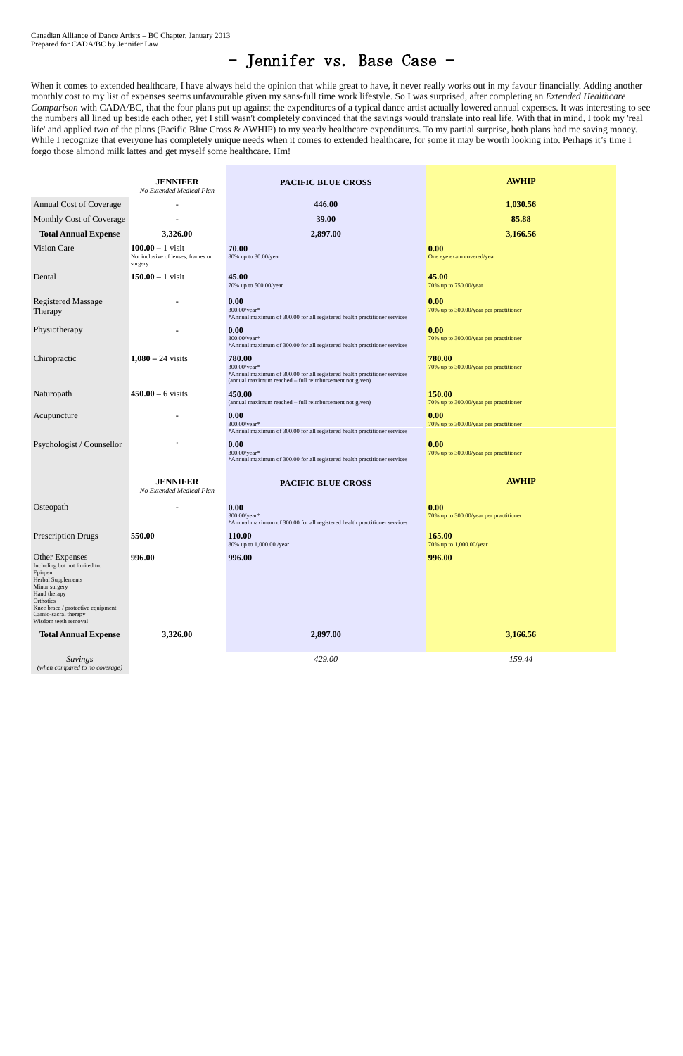Canadian Alliance of Dance Artists – BC Chapter, January 2013
Prepared for CADA/BC by Jennifer Law

# - Jennifer vs. Base Case -

When it comes to extended healthcare, I have always held the opinion that while great to have, it never really works out in my favour financially. Adding another monthly cost to my list of expenses seems unfavourable given my sans-full time work lifestyle. So I was surprised, after completing an *Extended Healthcare Comparison* with CADA/BC, that the four plans put up against the expenditures of a typical dance artist actually lowered annual expenses. It was interesting to see the numbers all lined up beside each other, yet I still wasn't completely convinced that the savings would translate into real life. With that in mind, I took my 'real life' and applied two of the plans (Pacific Blue Cross & AWHIP) to my yearly healthcare expenditures. To my partial surprise, both plans had me saving money. While I recognize that everyone has completely unique needs when it comes to extended healthcare, for some it may be worth looking into. Perhaps it's time I forgo those almond milk lattes and get myself some healthcare. Hm!

| | **JENNIFER** *No Extended Medical Plan* | **PACIFIC BLUE CROSS** | **AWHIP** |
|---|---|---|---|
| Annual Cost of Coverage | - | **446.00** | **1,030.56** |
| Monthly Cost of Coverage | - | **39.00** | **85.88** |
| **Total Annual Expense** | **3,326.00** | **2,897.00** | **3,166.56** |
| Vision Care | **100.00** – 1 visit<br>Not inclusive of lenses, frames or surgery | **70.00**<br>80% up to 30.00/year | **0.00**<br>One eye exam covered/year |
| Dental | **150.00** – 1 visit | **45.00**<br>70% up to 500.00/year | **45.00**<br>70% up to 750.00/year |
| Registered Massage Therapy | - | **0.00**<br>300.00/year*<br>*Annual maximum of 300.00 for all registered health practitioner services | **0.00**<br>70% up to 300.00/year per practitioner |
| Physiotherapy | - | **0.00**<br>300.00/year*<br>*Annual maximum of 300.00 for all registered health practitioner services | **0.00**<br>70% up to 300.00/year per practitioner |
| Chiropractic | **1,080** – 24 visits | **780.00**<br>300.00/year*<br>*Annual maximum of 300.00 for all registered health practitioner services (annual maximum reached – full reimbursement not given) | **780.00**<br>70% up to 300.00/year per practitioner |
| Naturopath | **450.00** – 6 visits | **450.00**<br>(annual maximum reached – full reimbursement not given) | **150.00**<br>70% up to 300.00/year per practitioner |
| Acupuncture | - | **0.00**<br>300.00/year*<br>*Annual maximum of 300.00 for all registered health practitioner services | **0.00**<br>70% up to 300.00/year per practitioner |
| Psychologist / Counsellor | - | **0.00**<br>300.00/year*<br>*Annual maximum of 300.00 for all registered health practitioner services | **0.00**<br>70% up to 300.00/year per practitioner |
| | **JENNIFER** *No Extended Medical Plan* | **PACIFIC BLUE CROSS** | **AWHIP** |
| Osteopath | - | **0.00**<br>300.00/year*<br>*Annual maximum of 300.00 for all registered health practitioner services | **0.00**<br>70% up to 300.00/year per practitioner |
| Prescription Drugs | **550.00** | **110.00**<br>80% up to 1,000.00 /year | **165.00**<br>70% up to 1,000.00/year |
| Other Expenses<br>Including but not limited to:<br>Epi-pen<br>Herbal Supplements<br>Minor surgery<br>Hand therapy<br>Orthotics<br>Knee brace / protective equipment<br>Carnio-sacral therapy<br>Wisdom teeth removal | **996.00** | **996.00** | **996.00** |
| **Total Annual Expense** | **3,326.00** | **2,897.00** | **3,166.56** |
| *Savings* *(when compared to no coverage)* | | *429.00* | *159.44* |